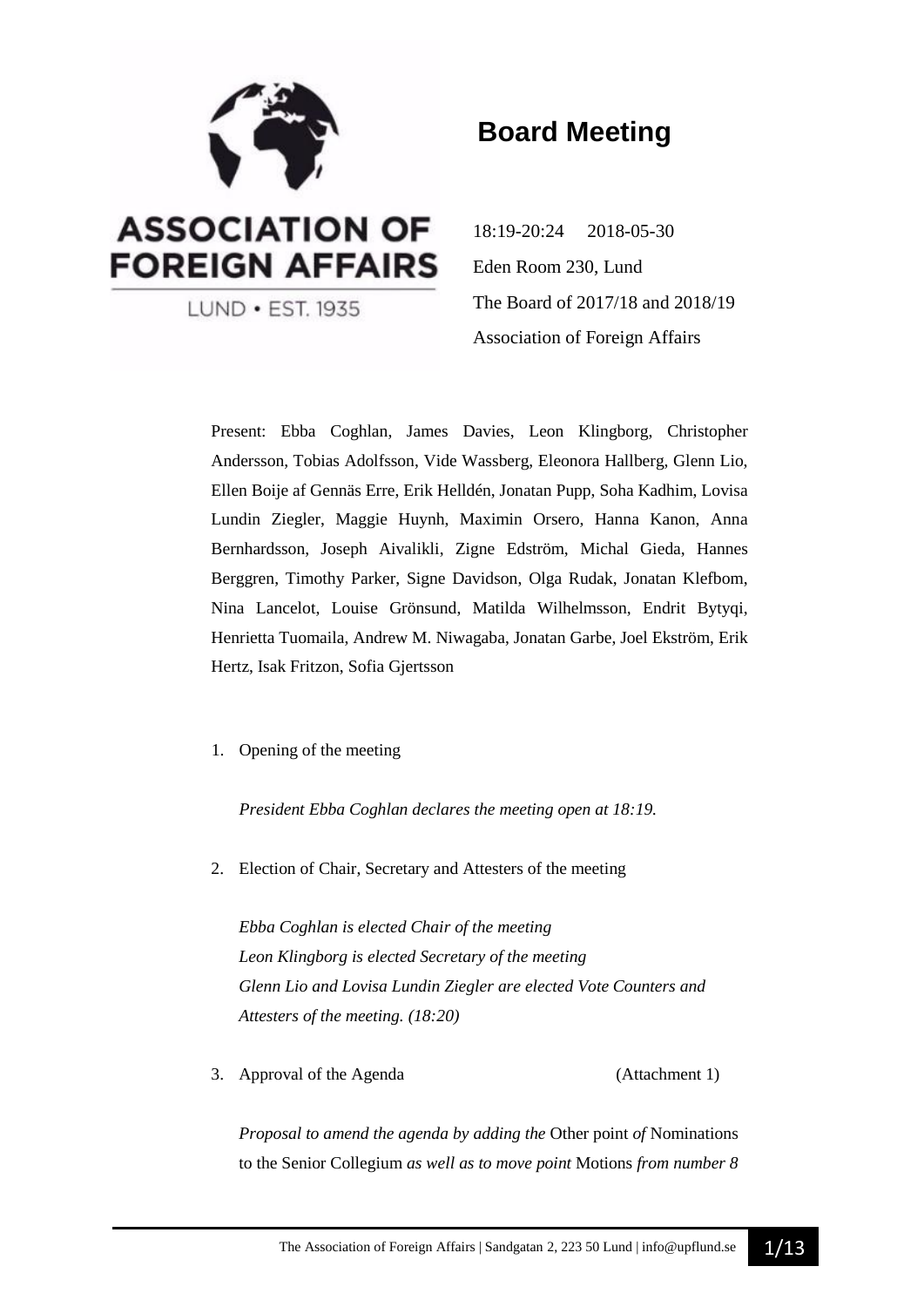ASSOCIATION OF FOREIGN AFFAIRS

LUND • EST. 1935

# Board Meeting

18:19-20:24 2018-05-30

Eden Room 230, Lund

The Board of 2017/18 and 2018/19

Association of Foreign Affairs

Present: Ebba Coghlan, James Davies, Leon Klingborg, Christopher Andersson, Tobias Adolfsson, Vide Wassberg, Eleonora Hallberg, Glenn Lio, Ellen Boije af Gennäs Erre, Erik Helldén, Jonatan Pupp, Soha Kadhim, Lovisa Lundin Ziegler, Maggie Huynh, Maximin Orsero, Hanna Kanon, Anna Bernhardsson, Joseph Aivalikli, Zigne Edström, Michal Gieda, Hannes Berggren, Timothy Parker, Signe Davidson, Olga Rudak, Jonatan Klefbom, Nina Lancelot, Louise Grönsund, Matilda Wilhelmsson, Endrit Bytyqi, Henrietta Tuomaila, Andrew M. Niwagaba, Jonatan Garbe, Joel Ekström, Erik Hertz, Isak Fritzon, Sofia Gjertsson

1. Opening of the meeting

   *President Ebba Coghlan declares the meeting open at 18:19.*

2. Election of Chair, Secretary and Attesters of the meeting

   *Ebba Coghlan is elected Chair of the meeting*
   *Leon Klingborg is elected Secretary of the meeting*
   *Glenn Lio and Lovisa Lundin Ziegler are elected Vote Counters and Attesters of the meeting. (18:20)*

3. Approval of the Agenda (Attachment 1)

   *Proposal to amend the agenda by adding the* Other point *of* Nominations to the Senior Collegium *as well as to move point* Motions *from number 8*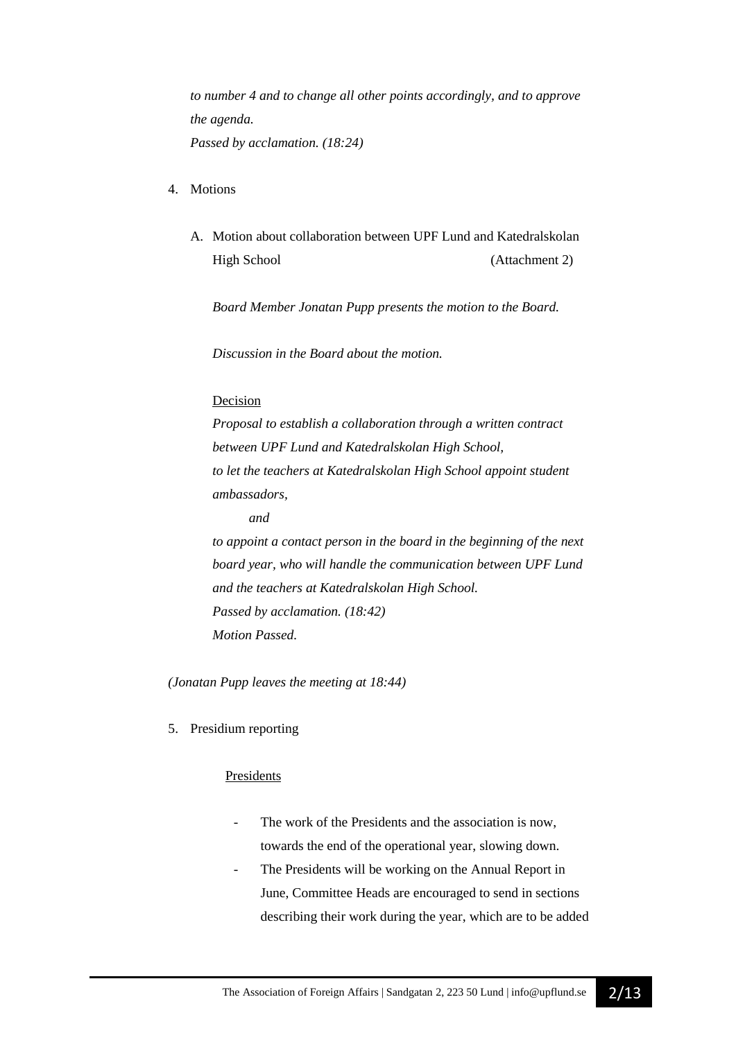*to number 4 and to change all other points accordingly, and to approve the agenda.*
*Passed by acclamation. (18:24)*

4. Motions

   A. Motion about collaboration between UPF Lund and Katedralskolan High School (Attachment 2)

      *Board Member Jonatan Pupp presents the motion to the Board.*

      *Discussion in the Board about the motion.*

      Decision
      *Proposal to establish a collaboration through a written contract between UPF Lund and Katedralskolan High School,*
      *to let the teachers at Katedralskolan High School appoint student ambassadors,*
      *and*
      *to appoint a contact person in the board in the beginning of the next board year, who will handle the communication between UPF Lund and the teachers at Katedralskolan High School.*
      *Passed by acclamation. (18:42)*
      *Motion Passed.*

*(Jonatan Pupp leaves the meeting at 18:44)*

5. Presidium reporting

   Presidents

   - The work of the Presidents and the association is now, towards the end of the operational year, slowing down.
   - The Presidents will be working on the Annual Report in June, Committee Heads are encouraged to send in sections describing their work during the year, which are to be added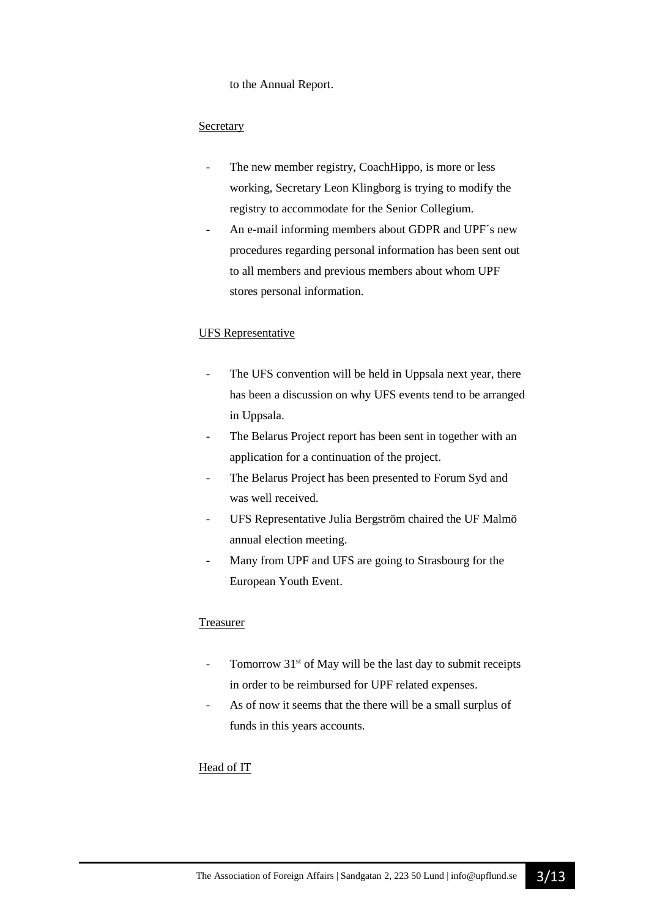to the Annual Report.

Secretary

- The new member registry, CoachHippo, is more or less working, Secretary Leon Klingborg is trying to modify the registry to accommodate for the Senior Collegium.
- An e-mail informing members about GDPR and UPF´s new procedures regarding personal information has been sent out to all members and previous members about whom UPF stores personal information.

UFS Representative

- The UFS convention will be held in Uppsala next year, there has been a discussion on why UFS events tend to be arranged in Uppsala.
- The Belarus Project report has been sent in together with an application for a continuation of the project.
- The Belarus Project has been presented to Forum Syd and was well received.
- UFS Representative Julia Bergström chaired the UF Malmö annual election meeting.
- Many from UPF and UFS are going to Strasbourg for the European Youth Event.

Treasurer

- Tomorrow 31st of May will be the last day to submit receipts in order to be reimbursed for UPF related expenses.
- As of now it seems that the there will be a small surplus of funds in this years accounts.

Head of IT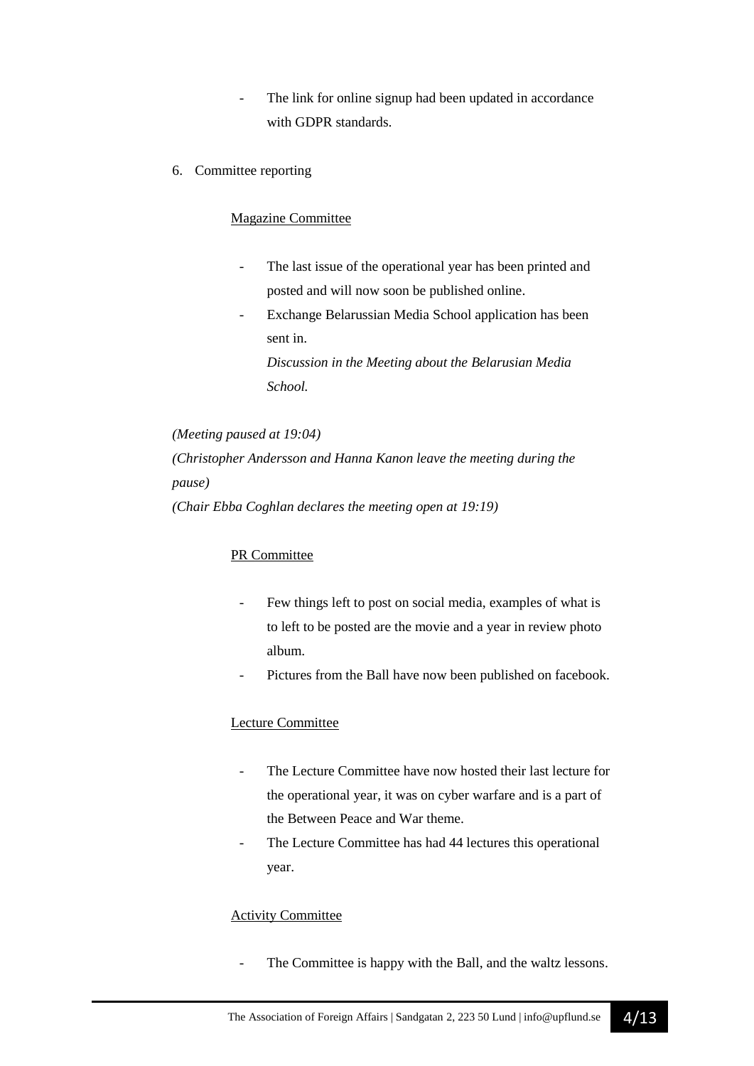- The link for online signup had been updated in accordance with GDPR standards.

6. Committee reporting

<u>Magazine Committee</u>

- The last issue of the operational year has been printed and posted and will now soon be published online.
- Exchange Belarussian Media School application has been sent in.
  *Discussion in the Meeting about the Belarusian Media School.*

*(Meeting paused at 19:04)*
*(Christopher Andersson and Hanna Kanon leave the meeting during the pause)*
*(Chair Ebba Coghlan declares the meeting open at 19:19)*

<u>PR Committee</u>

- Few things left to post on social media, examples of what is to left to be posted are the movie and a year in review photo album.
- Pictures from the Ball have now been published on facebook.

<u>Lecture Committee</u>

- The Lecture Committee have now hosted their last lecture for the operational year, it was on cyber warfare and is a part of the Between Peace and War theme.
- The Lecture Committee has had 44 lectures this operational year.

<u>Activity Committee</u>

- The Committee is happy with the Ball, and the waltz lessons.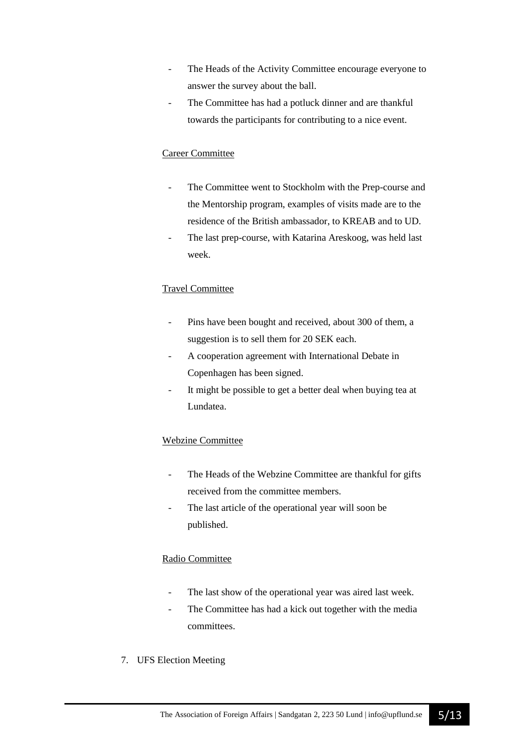- The Heads of the Activity Committee encourage everyone to answer the survey about the ball.
- The Committee has had a potluck dinner and are thankful towards the participants for contributing to a nice event.

<u>Career Committee</u>

- The Committee went to Stockholm with the Prep-course and the Mentorship program, examples of visits made are to the residence of the British ambassador, to KREAB and to UD.
- The last prep-course, with Katarina Areskoog, was held last week.

<u>Travel Committee</u>

- Pins have been bought and received, about 300 of them, a suggestion is to sell them for 20 SEK each.
- A cooperation agreement with International Debate in Copenhagen has been signed.
- It might be possible to get a better deal when buying tea at Lundatea.

<u>Webzine Committee</u>

- The Heads of the Webzine Committee are thankful for gifts received from the committee members.
- The last article of the operational year will soon be published.

<u>Radio Committee</u>

- The last show of the operational year was aired last week.
- The Committee has had a kick out together with the media committees.

7. UFS Election Meeting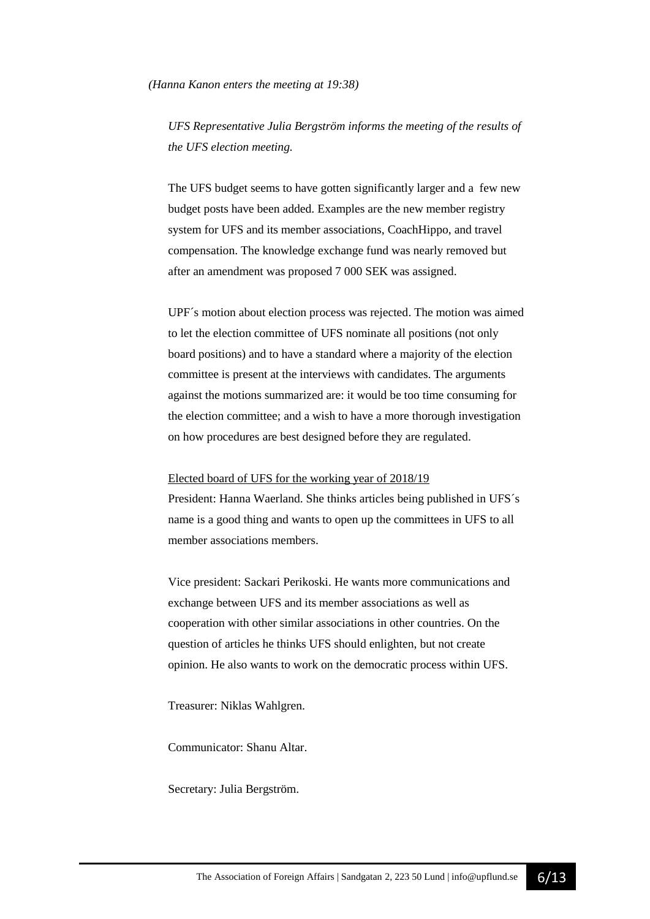*(Hanna Kanon enters the meeting at 19:38)*

*UFS Representative Julia Bergström informs the meeting of the results of the UFS election meeting.*

The UFS budget seems to have gotten significantly larger and a few new budget posts have been added. Examples are the new member registry system for UFS and its member associations, CoachHippo, and travel compensation. The knowledge exchange fund was nearly removed but after an amendment was proposed 7 000 SEK was assigned.

UPF´s motion about election process was rejected. The motion was aimed to let the election committee of UFS nominate all positions (not only board positions) and to have a standard where a majority of the election committee is present at the interviews with candidates. The arguments against the motions summarized are: it would be too time consuming for the election committee; and a wish to have a more thorough investigation on how procedures are best designed before they are regulated.

<u>Elected board of UFS for the working year of 2018/19</u>
President: Hanna Waerland. She thinks articles being published in UFS´s name is a good thing and wants to open up the committees in UFS to all member associations members.

Vice president: Sackari Perikoski. He wants more communications and exchange between UFS and its member associations as well as cooperation with other similar associations in other countries. On the question of articles he thinks UFS should enlighten, but not create opinion. He also wants to work on the democratic process within UFS.

Treasurer: Niklas Wahlgren.

Communicator: Shanu Altar.

Secretary: Julia Bergström.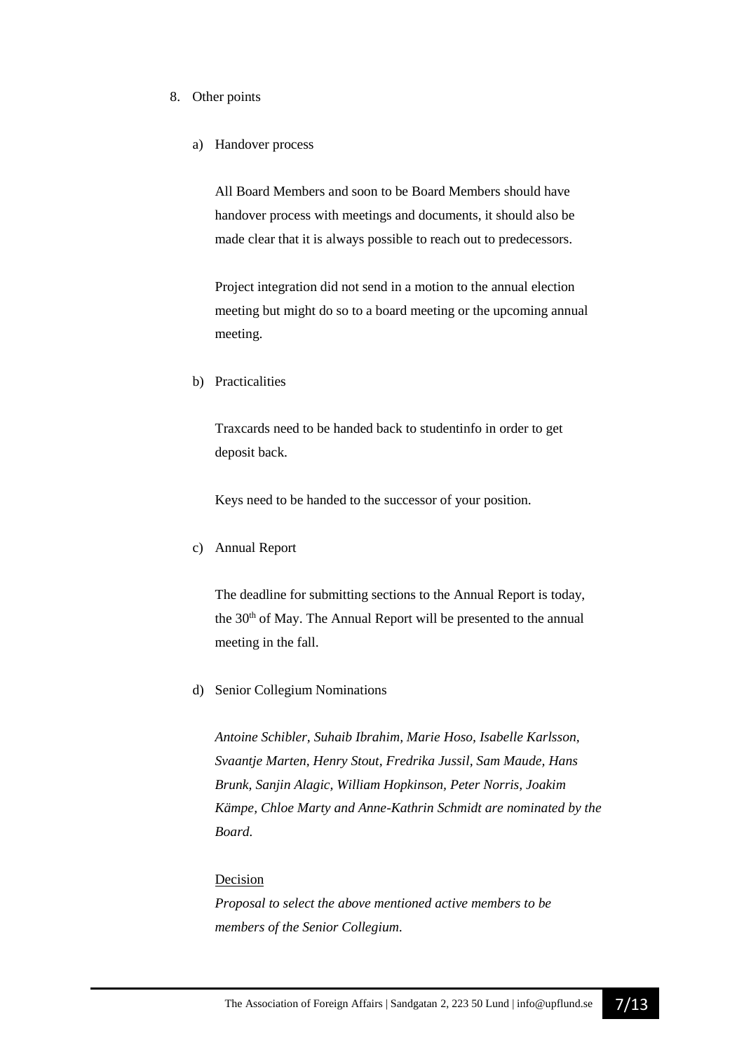8. Other points

   a) Handover process

      All Board Members and soon to be Board Members should have handover process with meetings and documents, it should also be made clear that it is always possible to reach out to predecessors.

      Project integration did not send in a motion to the annual election meeting but might do so to a board meeting or the upcoming annual meeting.

   b) Practicalities

      Traxcards need to be handed back to studentinfo in order to get deposit back.

      Keys need to be handed to the successor of your position.

   c) Annual Report

      The deadline for submitting sections to the Annual Report is today, the 30th of May. The Annual Report will be presented to the annual meeting in the fall.

   d) Senior Collegium Nominations

      *Antoine Schibler, Suhaib Ibrahim, Marie Hoso, Isabelle Karlsson, Svaantje Marten, Henry Stout, Fredrika Jussil, Sam Maude, Hans Brunk, Sanjin Alagic, William Hopkinson, Peter Norris, Joakim Kämpe, Chloe Marty and Anne-Kathrin Schmidt are nominated by the Board.*

      <u>Decision</u>
      *Proposal to select the above mentioned active members to be members of the Senior Collegium.*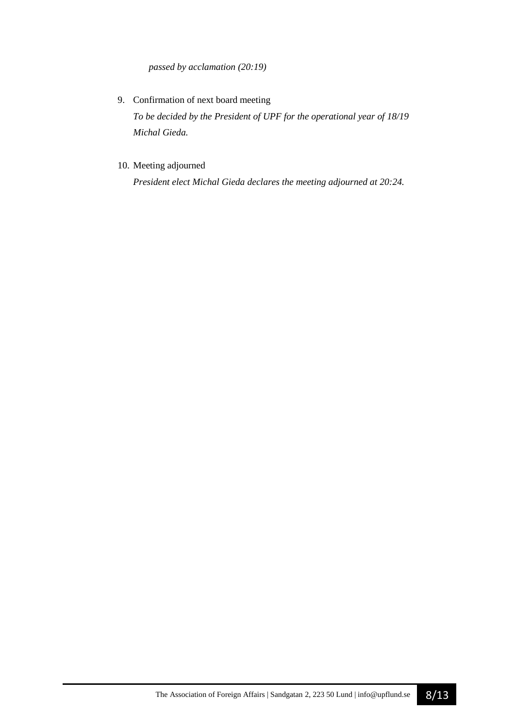*passed by acclamation (20:19)*

9. Confirmation of next board meeting

   *To be decided by the President of UPF for the operational year of 18/19 Michal Gieda.*

10. Meeting adjourned

    *President elect Michal Gieda declares the meeting adjourned at 20:24.*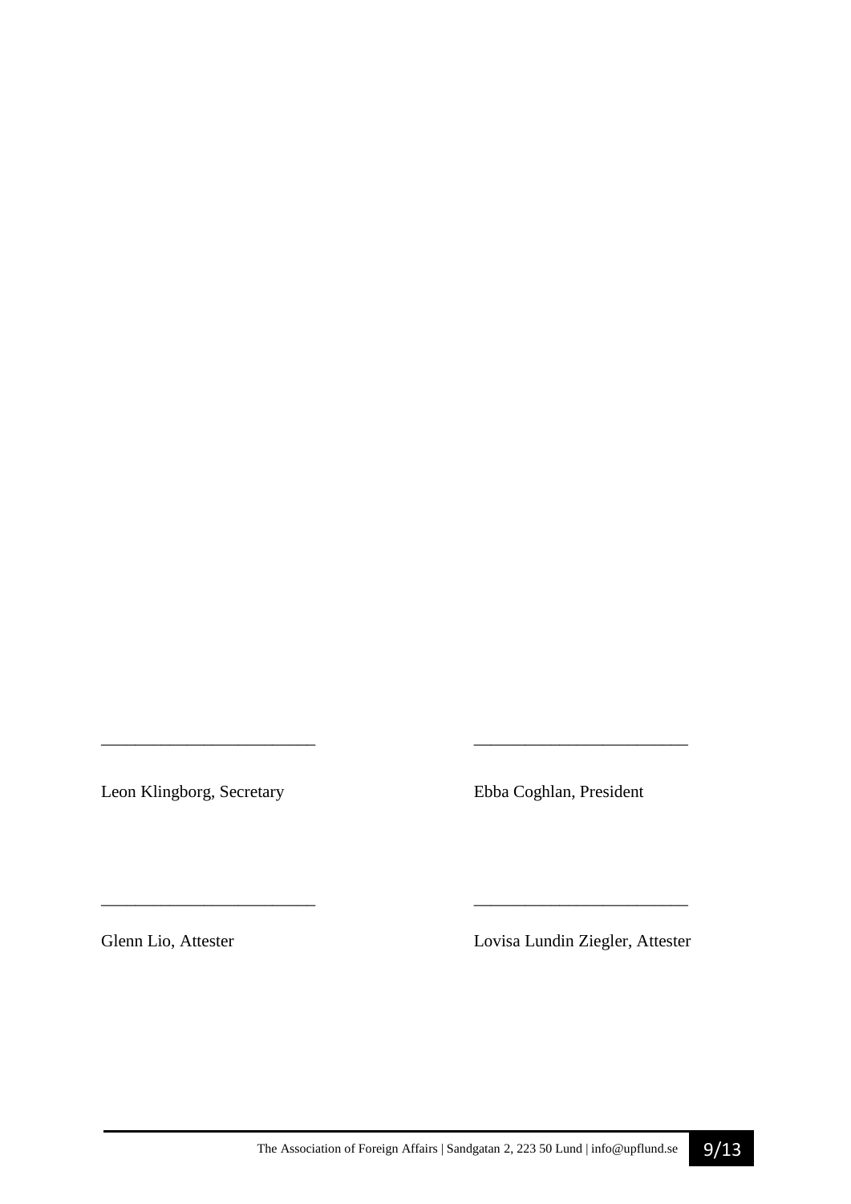\_\_\_\_\_\_\_\_\_\_\_\_\_\_\_\_\_\_\_\_\_\_\_\_\_

Leon Klingborg, Secretary

\_\_\_\_\_\_\_\_\_\_\_\_\_\_\_\_\_\_\_\_\_\_\_\_\_

Ebba Coghlan, President

\_\_\_\_\_\_\_\_\_\_\_\_\_\_\_\_\_\_\_\_\_\_\_\_\_

Glenn Lio, Attester

\_\_\_\_\_\_\_\_\_\_\_\_\_\_\_\_\_\_\_\_\_\_\_\_\_

Lovisa Lundin Ziegler, Attester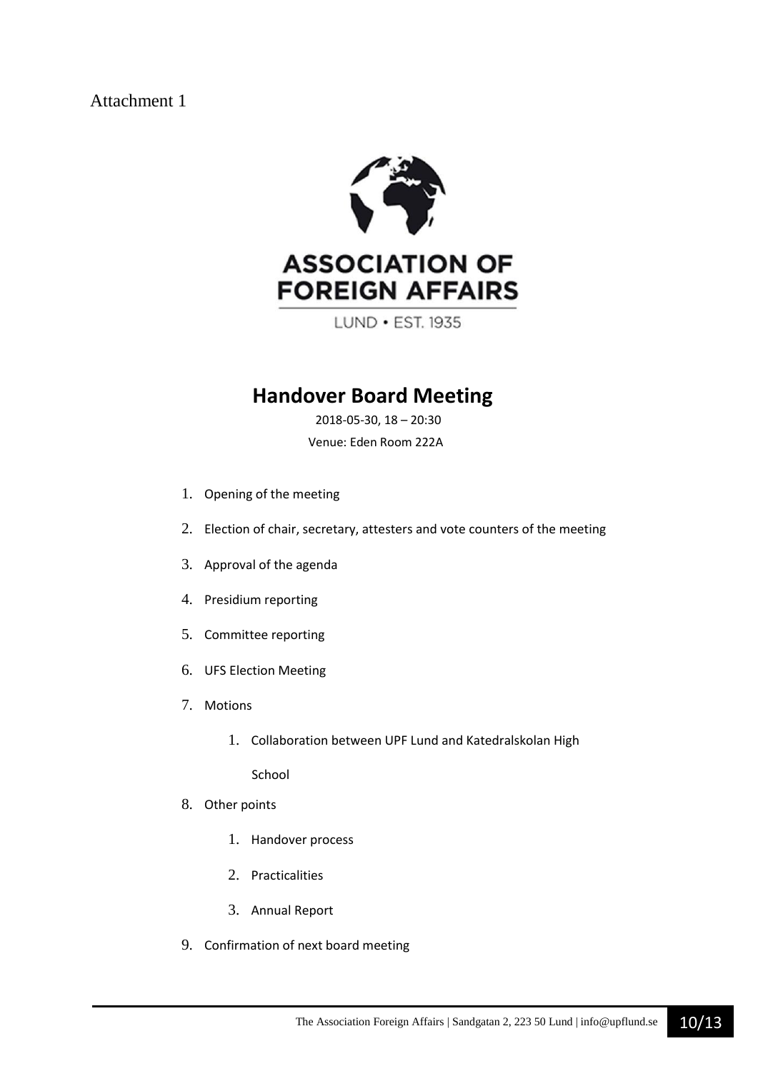Attachment 1

ASSOCIATION OF FOREIGN AFFAIRS

LUND • EST. 1935

# Handover Board Meeting

2018-05-30, 18 – 20:30

Venue: Eden Room 222A

1. Opening of the meeting
2. Election of chair, secretary, attesters and vote counters of the meeting
3. Approval of the agenda
4. Presidium reporting
5. Committee reporting
6. UFS Election Meeting
7. Motions
    1. Collaboration between UPF Lund and Katedralskolan High School
8. Other points
    1. Handover process
    2. Practicalities
    3. Annual Report
9. Confirmation of next board meeting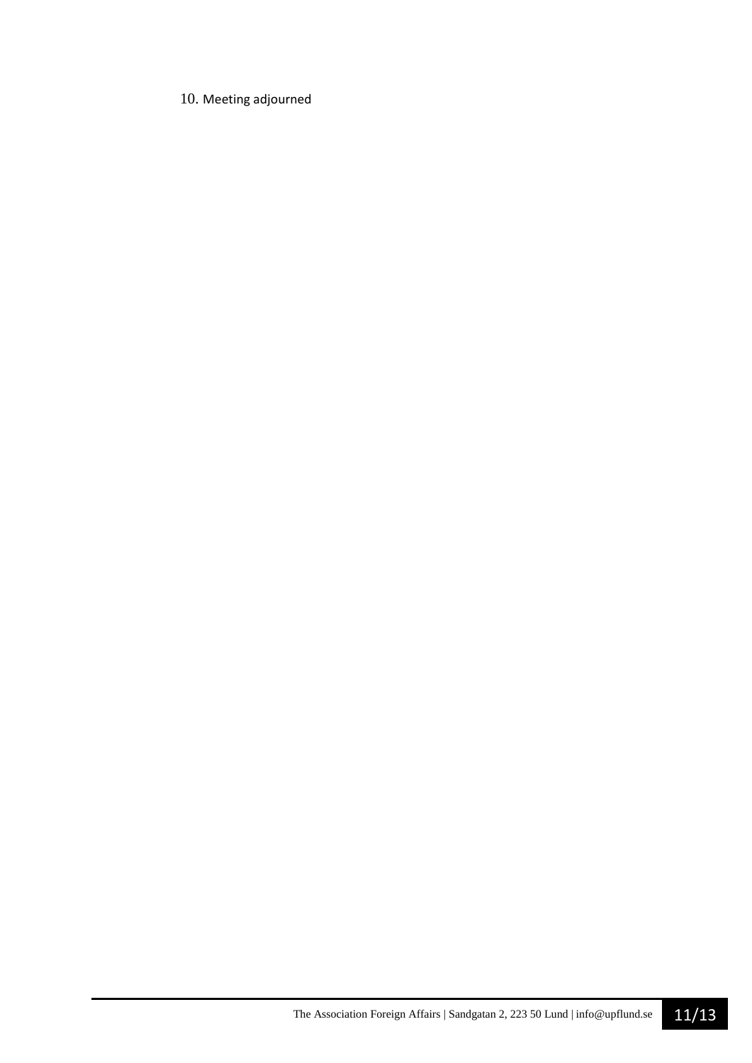10. Meeting adjourned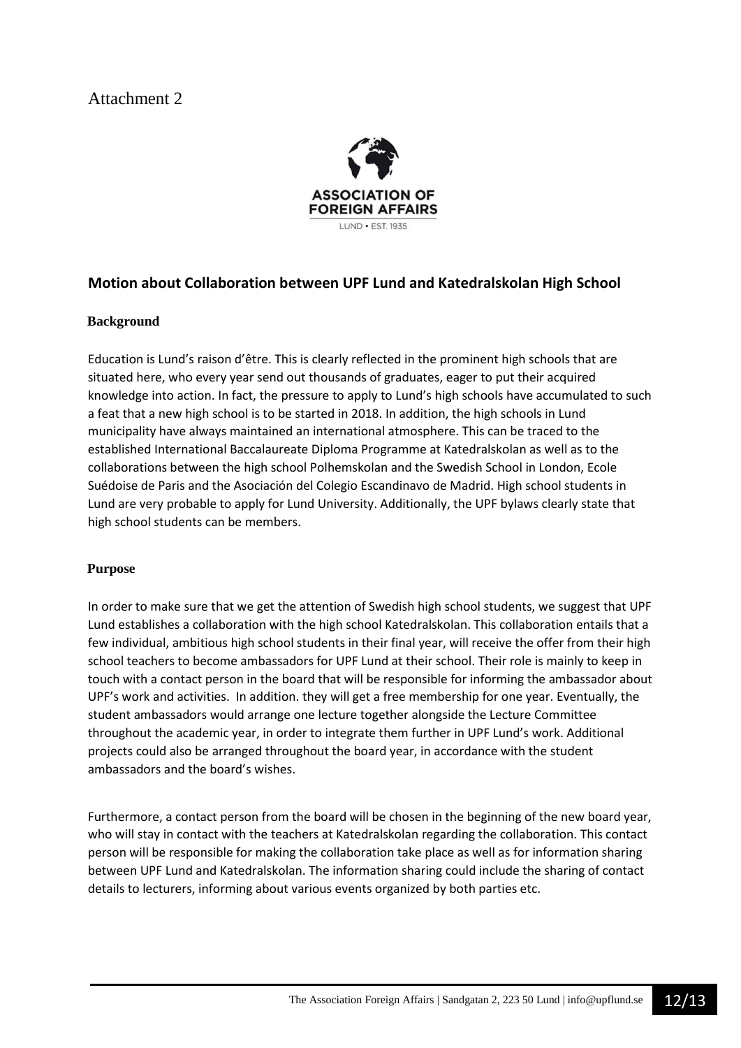Attachment 2

ASSOCIATION OF FOREIGN AFFAIRS
LUND • EST. 1935

## Motion about Collaboration between UPF Lund and Katedralskolan High School

### Background

Education is Lund's raison d'être. This is clearly reflected in the prominent high schools that are situated here, who every year send out thousands of graduates, eager to put their acquired knowledge into action. In fact, the pressure to apply to Lund's high schools have accumulated to such a feat that a new high school is to be started in 2018. In addition, the high schools in Lund municipality have always maintained an international atmosphere. This can be traced to the established International Baccalaureate Diploma Programme at Katedralskolan as well as to the collaborations between the high school Polhemskolan and the Swedish School in London, Ecole Suédoise de Paris and the Asociación del Colegio Escandinavo de Madrid. High school students in Lund are very probable to apply for Lund University. Additionally, the UPF bylaws clearly state that high school students can be members.

### Purpose

In order to make sure that we get the attention of Swedish high school students, we suggest that UPF Lund establishes a collaboration with the high school Katedralskolan. This collaboration entails that a few individual, ambitious high school students in their final year, will receive the offer from their high school teachers to become ambassadors for UPF Lund at their school. Their role is mainly to keep in touch with a contact person in the board that will be responsible for informing the ambassador about UPF's work and activities. In addition. they will get a free membership for one year. Eventually, the student ambassadors would arrange one lecture together alongside the Lecture Committee throughout the academic year, in order to integrate them further in UPF Lund's work. Additional projects could also be arranged throughout the board year, in accordance with the student ambassadors and the board's wishes.

Furthermore, a contact person from the board will be chosen in the beginning of the new board year, who will stay in contact with the teachers at Katedralskolan regarding the collaboration. This contact person will be responsible for making the collaboration take place as well as for information sharing between UPF Lund and Katedralskolan. The information sharing could include the sharing of contact details to lecturers, informing about various events organized by both parties etc.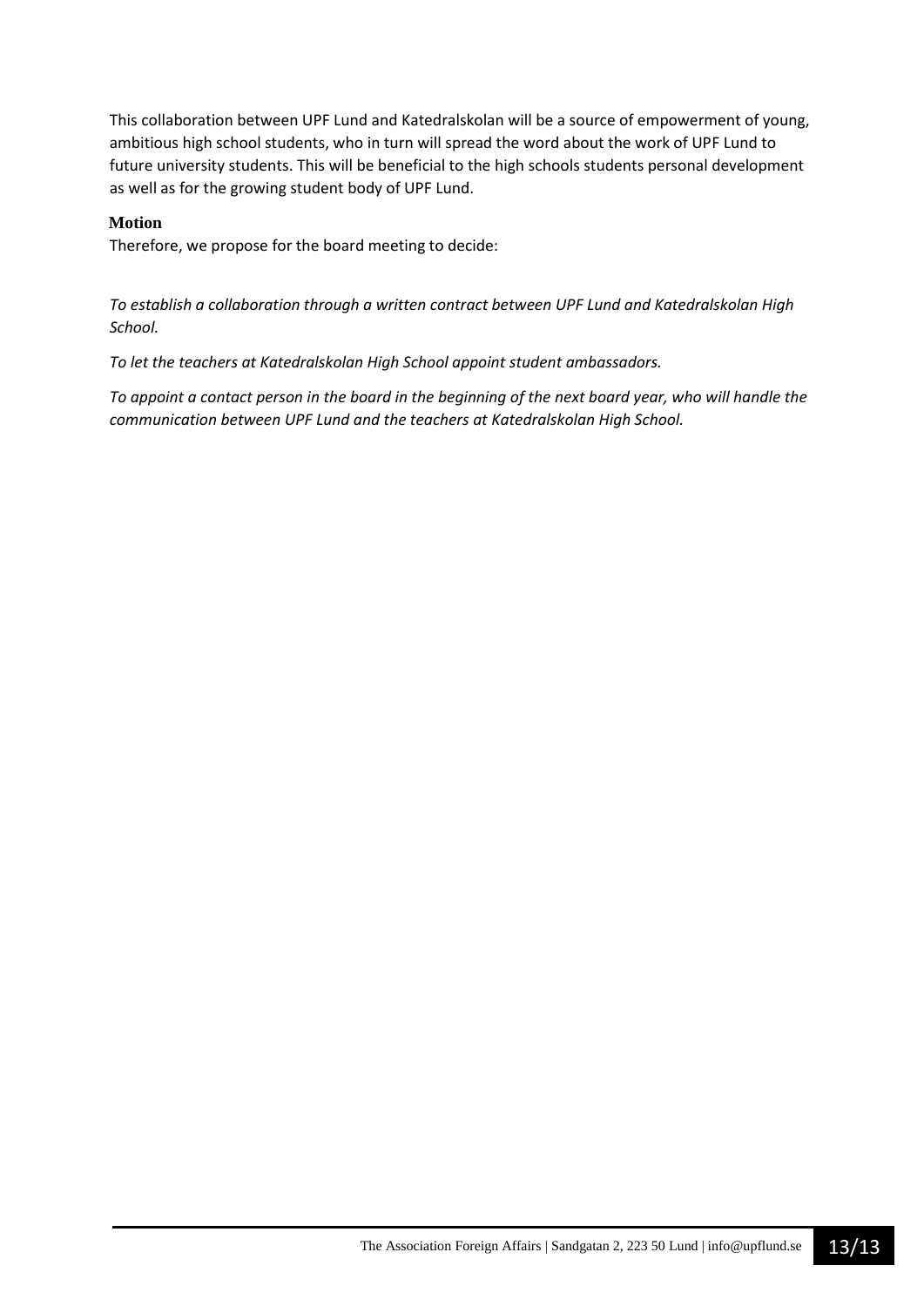This collaboration between UPF Lund and Katedralskolan will be a source of empowerment of young, ambitious high school students, who in turn will spread the word about the work of UPF Lund to future university students. This will be beneficial to the high schools students personal development as well as for the growing student body of UPF Lund.

**Motion**

Therefore, we propose for the board meeting to decide:

*To establish a collaboration through a written contract between UPF Lund and Katedralskolan High School.*

*To let the teachers at Katedralskolan High School appoint student ambassadors.*

*To appoint a contact person in the board in the beginning of the next board year, who will handle the communication between UPF Lund and the teachers at Katedralskolan High School.*